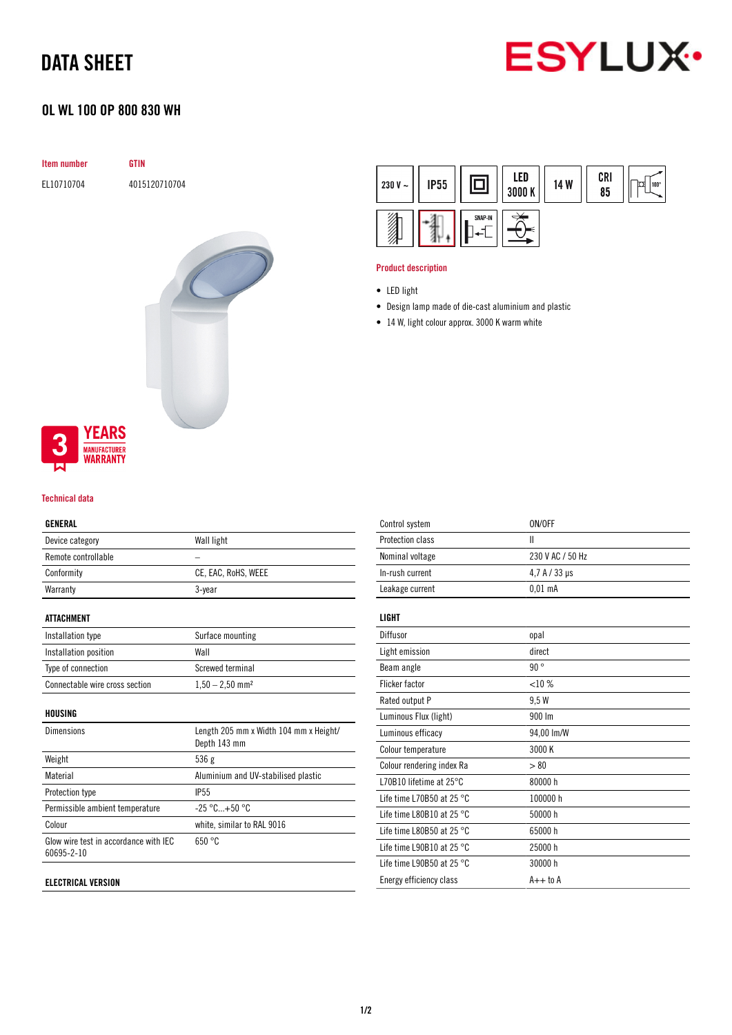# DATA SHEET

## OL WL 100 OP 800 830 WH

| Item number | GTIN |
|---|---|
| EL10710704 | 4015120710704 |

230 V ~ | IP55 | LED 3000 K | 14 W | CRI 85 | 100°

SNAP-IN

3 YEARS MANUFACTURER WARRANTY

### Product description

- LED light
- Design lamp made of die-cast aluminium and plastic
- 14 W, light colour approx. 3000 K warm white

### Technical data

| GENERAL | |
|---|---|
| Device category | Wall light |
| Remote controllable | – |
| Conformity | CE, EAC, RoHS, WEEE |
| Warranty | 3-year |

| ATTACHMENT | |
|---|---|
| Installation type | Surface mounting |
| Installation position | Wall |
| Type of connection | Screwed terminal |
| Connectable wire cross section | 1,50 – 2,50 mm² |

| HOUSING | |
|---|---|
| Dimensions | Length 205 mm x Width 104 mm x Height/ Depth 143 mm |
| Weight | 536 g |
| Material | Aluminium and UV-stabilised plastic |
| Protection type | IP55 |
| Permissible ambient temperature | -25 °C...+50 °C |
| Colour | white, similar to RAL 9016 |
| Glow wire test in accordance with IEC 60695-2-10 | 650 °C |

| ELECTRICAL VERSION | |
|---|---|
| Control system | ON/OFF |
| Protection class | II |
| Nominal voltage | 230 V AC / 50 Hz |
| In-rush current | 4,7 A / 33 µs |
| Leakage current | 0,01 mA |

| LIGHT | |
|---|---|
| Diffusor | opal |
| Light emission | direct |
| Beam angle | 90 ° |
| Flicker factor | <10 % |
| Rated output P | 9,5 W |
| Luminous Flux (light) | 900 lm |
| Luminous efficacy | 94,00 lm/W |
| Colour temperature | 3000 K |
| Colour rendering index Ra | > 80 |
| L70B10 lifetime at 25°C | 80000 h |
| Life time L70B50 at 25 °C | 100000 h |
| Life time L80B10 at 25 °C | 50000 h |
| Life time L80B50 at 25 °C | 65000 h |
| Life time L90B10 at 25 °C | 25000 h |
| Life time L90B50 at 25 °C | 30000 h |
| Energy efficiency class | A++ to A |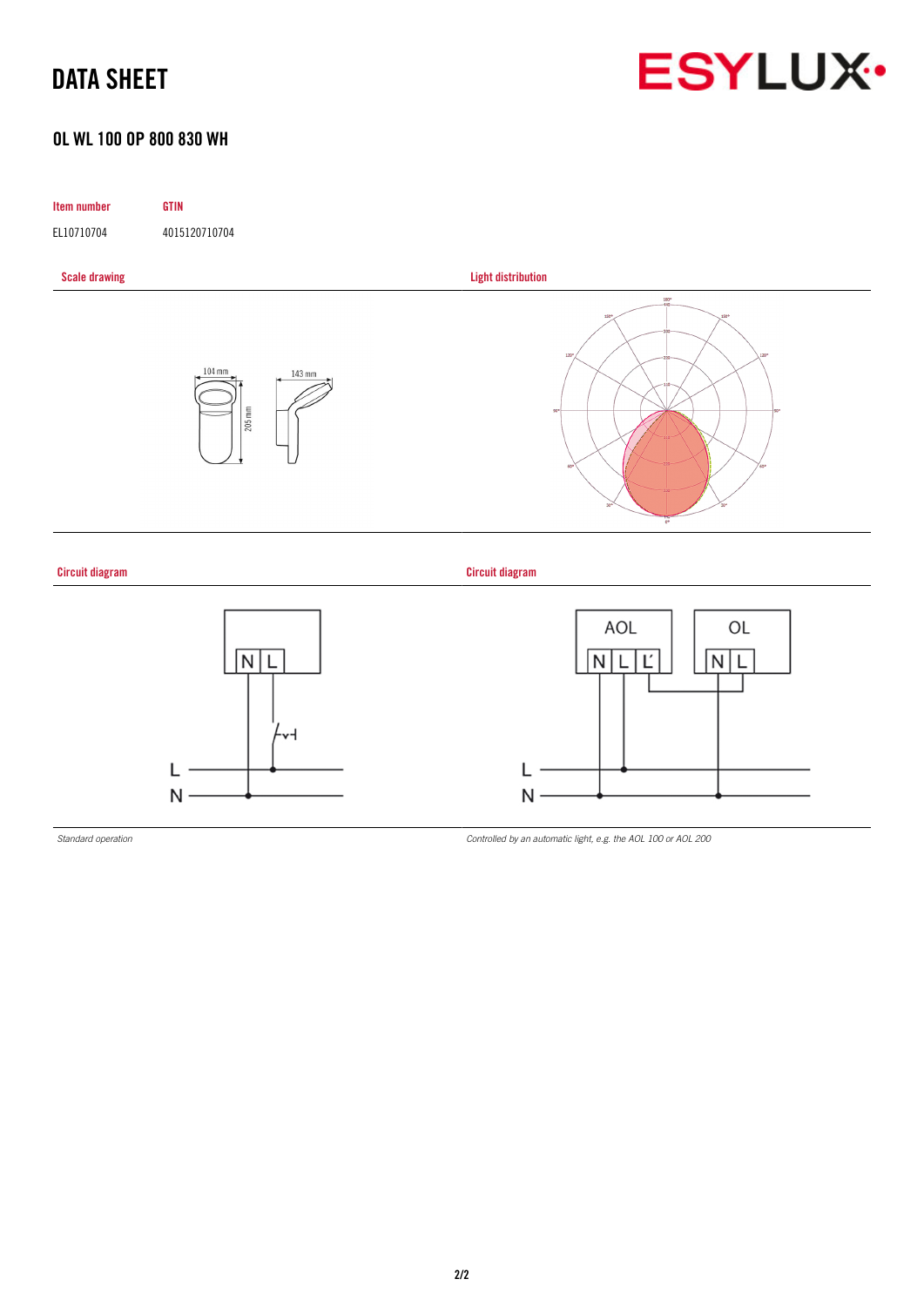# DATA SHEET

## OL WL 100 OP 800 830 WH

| Item number | GTIN |
| --- | --- |
| EL10710704 | 4015120710704 |

### Scale drawing

104 mm

143 mm

205 mm

### Light distribution

### Circuit diagram

N L

L

N

*Standard operation*

### Circuit diagram

AOL

N L L'

OL

N L

L

N

*Controlled by an automatic light, e.g. the AOL 100 or AOL 200*